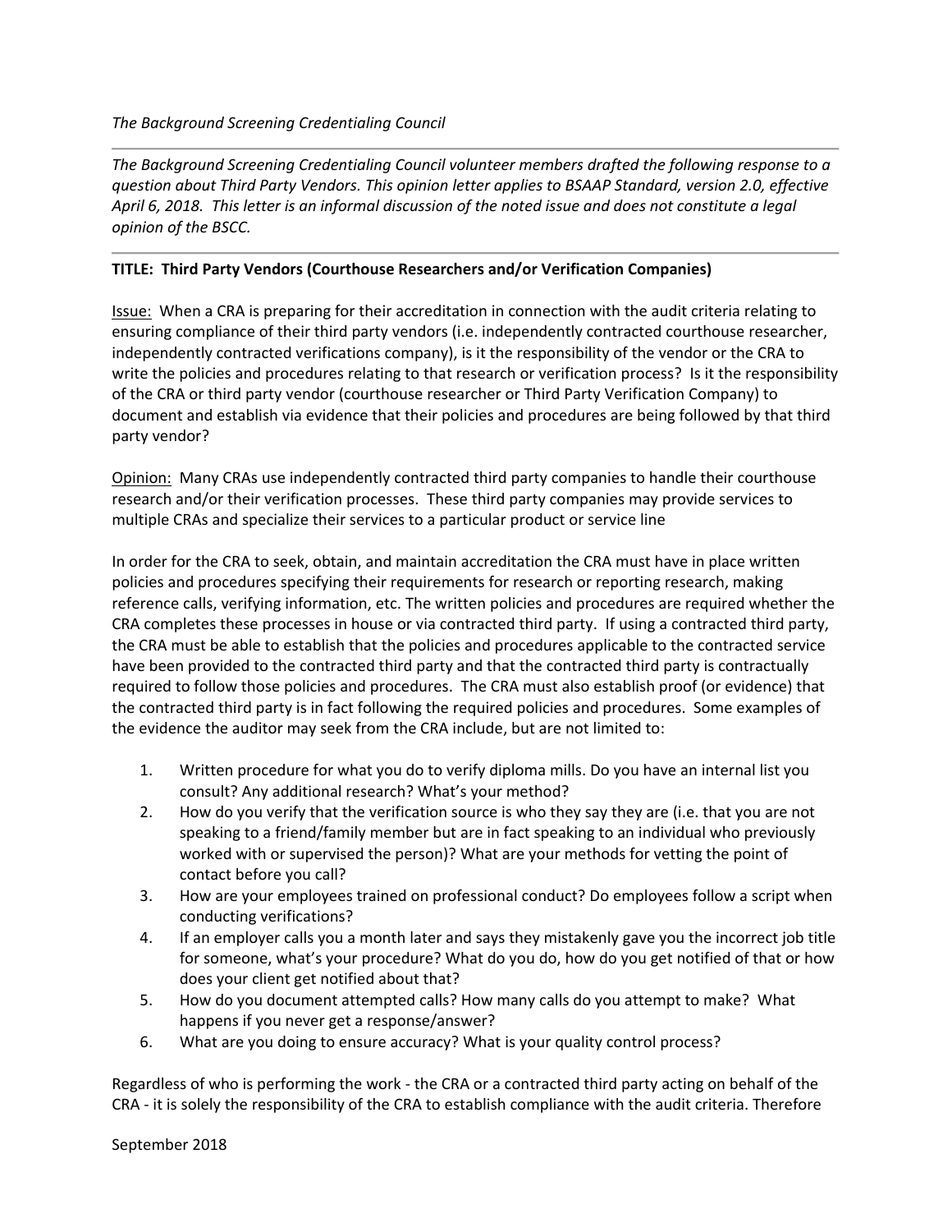*The Background Screening Credentialing Council*

---

*The Background Screening Credentialing Council volunteer members drafted the following response to a question about Third Party Vendors. This opinion letter applies to BSAAP Standard, version 2.0, effective April 6, 2018. This letter is an informal discussion of the noted issue and does not constitute a legal opinion of the BSCC.*

---

**TITLE: Third Party Vendors (Courthouse Researchers and/or Verification Companies)**

Issue: When a CRA is preparing for their accreditation in connection with the audit criteria relating to ensuring compliance of their third party vendors (i.e. independently contracted courthouse researcher, independently contracted verifications company), is it the responsibility of the vendor or the CRA to write the policies and procedures relating to that research or verification process? Is it the responsibility of the CRA or third party vendor (courthouse researcher or Third Party Verification Company) to document and establish via evidence that their policies and procedures are being followed by that third party vendor?

Opinion: Many CRAs use independently contracted third party companies to handle their courthouse research and/or their verification processes. These third party companies may provide services to multiple CRAs and specialize their services to a particular product or service line

In order for the CRA to seek, obtain, and maintain accreditation the CRA must have in place written policies and procedures specifying their requirements for research or reporting research, making reference calls, verifying information, etc. The written policies and procedures are required whether the CRA completes these processes in house or via contracted third party. If using a contracted third party, the CRA must be able to establish that the policies and procedures applicable to the contracted service have been provided to the contracted third party and that the contracted third party is contractually required to follow those policies and procedures. The CRA must also establish proof (or evidence) that the contracted third party is in fact following the required policies and procedures. Some examples of the evidence the auditor may seek from the CRA include, but are not limited to:

1. Written procedure for what you do to verify diploma mills. Do you have an internal list you consult? Any additional research? What's your method?
2. How do you verify that the verification source is who they say they are (i.e. that you are not speaking to a friend/family member but are in fact speaking to an individual who previously worked with or supervised the person)? What are your methods for vetting the point of contact before you call?
3. How are your employees trained on professional conduct? Do employees follow a script when conducting verifications?
4. If an employer calls you a month later and says they mistakenly gave you the incorrect job title for someone, what's your procedure? What do you do, how do you get notified of that or how does your client get notified about that?
5. How do you document attempted calls? How many calls do you attempt to make? What happens if you never get a response/answer?
6. What are you doing to ensure accuracy? What is your quality control process?

Regardless of who is performing the work - the CRA or a contracted third party acting on behalf of the CRA - it is solely the responsibility of the CRA to establish compliance with the audit criteria. Therefore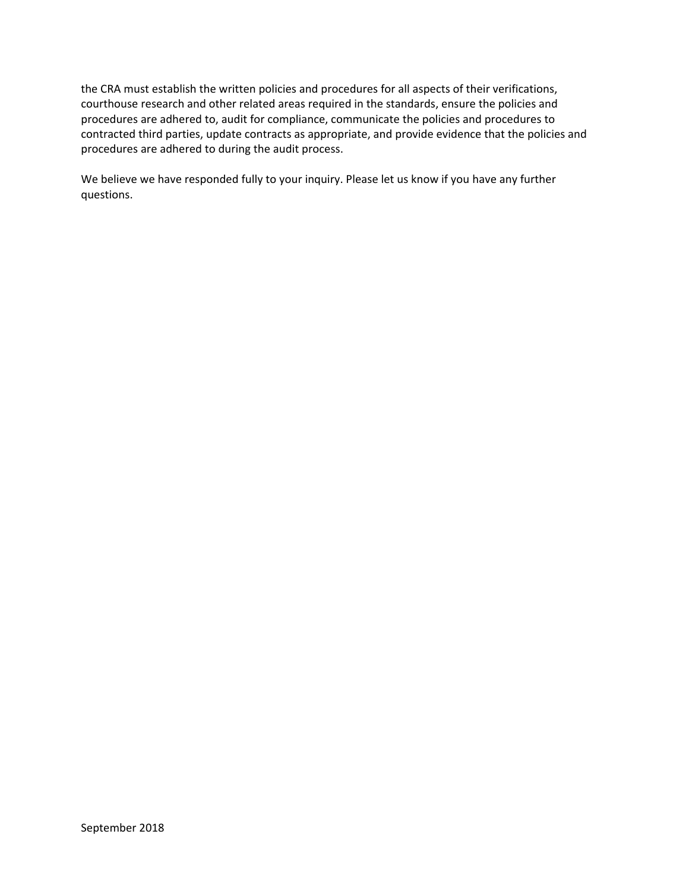the CRA must establish the written policies and procedures for all aspects of their verifications, courthouse research and other related areas required in the standards, ensure the policies and procedures are adhered to, audit for compliance, communicate the policies and procedures to contracted third parties, update contracts as appropriate, and provide evidence that the policies and procedures are adhered to during the audit process.

We believe we have responded fully to your inquiry. Please let us know if you have any further questions.